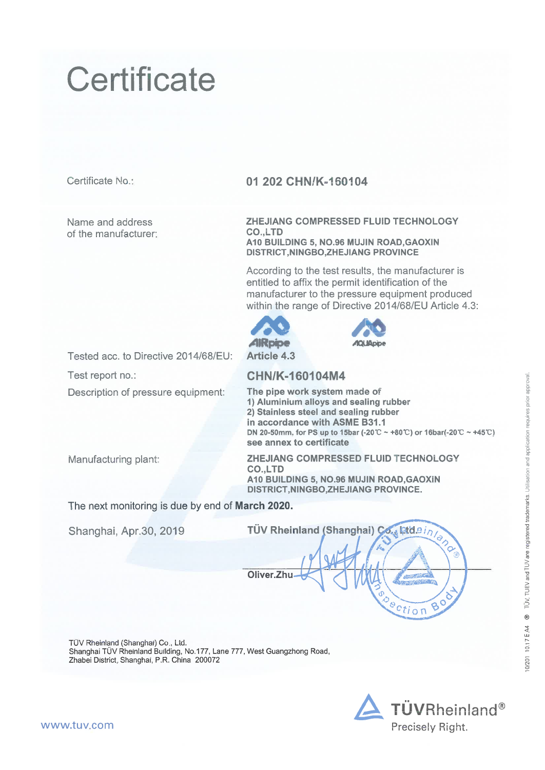# Certificate

Certificate No.: **01 202 CHN/K-160104**

Name and address of the manufacturer:

**ZHEJIANG COMPRESSED FLUID TECHNOLOGY CO.,LTD**
**A10 BUILDING 5, NO.96 MUJIN ROAD,GAOXIN DISTRICT,NINGBO,ZHEJIANG PROVINCE**

According to the test results, the manufacturer is entitled to affix the permit identification of the manufacturer to the pressure equipment produced within the range of Directive 2014/68/EU Article 4.3:

AIRpipe AQUApipe

Tested acc. to Directive 2014/68/EU: **Article 4.3**

Test report no.: **CHN/K-160104M4**

Description of pressure equipment:

**The pipe work system made of**
**1) Aluminium alloys and sealing rubber**
**2) Stainless steel and sealing rubber**
**in accordance with ASME B31.1**
**DN 20-50mm, for PS up to 15bar (-20℃ ~ +80℃) or 16bar(-20℃ ~ +45℃)**
**see annex to certificate**

Manufacturing plant:

**ZHEJIANG COMPRESSED FLUID TECHNOLOGY CO.,LTD**
**A10 BUILDING 5, NO.96 MUJIN ROAD,GAOXIN DISTRICT,NINGBO,ZHEJIANG PROVINCE.**

The next monitoring is due by end of **March 2020.**

Shanghai, Apr.30, 2019

**TÜV Rheinland (Shanghai) Co., Ltd.**

**Oliver.Zhu**

TÜV Rheinland (Shanghai) Co., Ltd.
Shanghai TÜV Rheinland Building, No.177, Lane 777, West Guangzhong Road,
Zhabei District, Shanghai, P.R. China 200072

10/201 10.17 E A4 ® TÜV, TUEV and TUV are registered trademarks. Utilisation and application requires prior approval.

www.tuv.com

TÜVRheinland®
Precisely Right.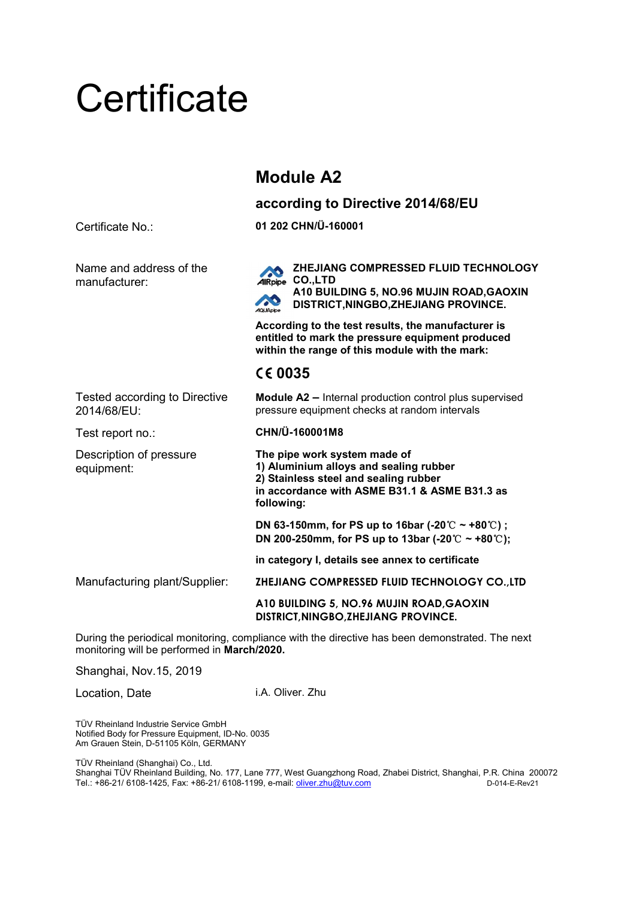# Certificate

## Module A2

### according to Directive 2014/68/EU

Certificate No.: **01 202 CHN/Ü-160001**

Name and address of the manufacturer:

AIRpipe AQUApipe **ZHEJIANG COMPRESSED FLUID TECHNOLOGY CO.,LTD**
**A10 BUILDING 5, NO.96 MUJIN ROAD,GAOXIN DISTRICT,NINGBO,ZHEJIANG PROVINCE.**

**According to the test results, the manufacturer is entitled to mark the pressure equipment produced within the range of this module with the mark:**

**CE 0035**

Tested according to Directive 2014/68/EU: **Module A2 –** Internal production control plus supervised pressure equipment checks at random intervals

Test report no.: **CHN/Ü-160001M8**

Description of pressure equipment:

**The pipe work system made of**
**1) Aluminium alloys and sealing rubber**
**2) Stainless steel and sealing rubber**
**in accordance with ASME B31.1 & ASME B31.3 as following:**

**DN 63-150mm, for PS up to 16bar (-20℃ ~ +80℃) ;**
**DN 200-250mm, for PS up to 13bar (-20℃ ~ +80℃);**

**in category I, details see annex to certificate**

Manufacturing plant/Supplier: **ZHEJIANG COMPRESSED FLUID TECHNOLOGY CO.,LTD**

**A10 BUILDING 5, NO.96 MUJIN ROAD,GAOXIN DISTRICT,NINGBO,ZHEJIANG PROVINCE.**

During the periodical monitoring, compliance with the directive has been demonstrated. The next monitoring will be performed in **March/2020.**

Shanghai, Nov.15, 2019

Location, Date i.A. Oliver. Zhu

TÜV Rheinland Industrie Service GmbH
Notified Body for Pressure Equipment, ID-No. 0035
Am Grauen Stein, D-51105 Köln, GERMANY

TÜV Rheinland (Shanghai) Co., Ltd.
Shanghai TÜV Rheinland Building, No. 177, Lane 777, West Guangzhong Road, Zhabei District, Shanghai, P.R. China 200072
Tel.: +86-21/ 6108-1425, Fax: +86-21/ 6108-1199, e-mail: oliver.zhu@tuv.com D-014-E-Rev21